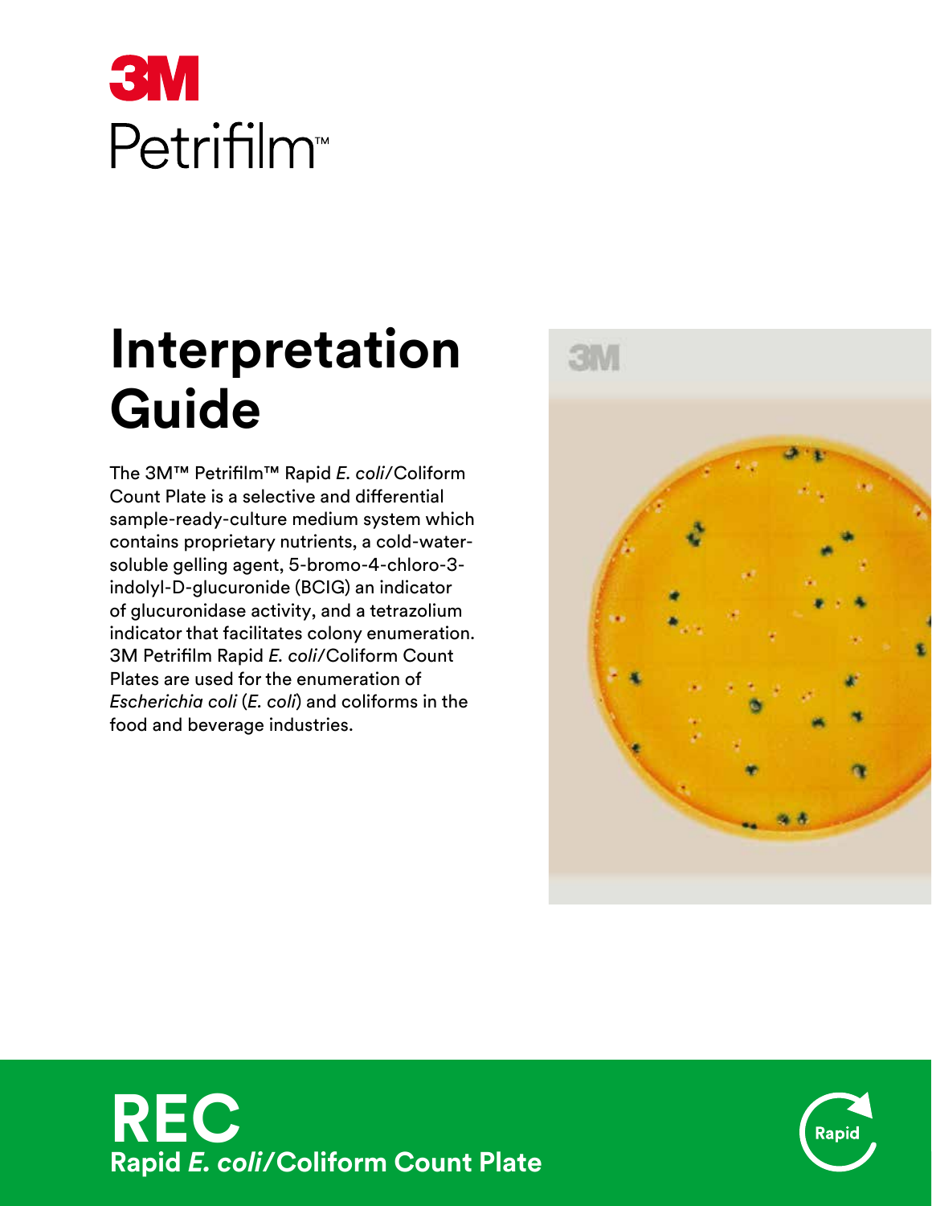3M

Petrifilm™

# Interpretation Guide

The 3M™ Petrifilm™ Rapid *E. coli*/Coliform Count Plate is a selective and differential sample-ready-culture medium system which contains proprietary nutrients, a cold-water-soluble gelling agent, 5-bromo-4-chloro-3-indolyl-D-glucuronide (BCIG) an indicator of glucuronidase activity, and a tetrazolium indicator that facilitates colony enumeration. 3M Petrifilm Rapid *E. coli*/Coliform Count Plates are used for the enumeration of *Escherichia coli* (*E. coli*) and coliforms in the food and beverage industries.

## REC

**Rapid *E. coli*/Coliform Count Plate**

Rapid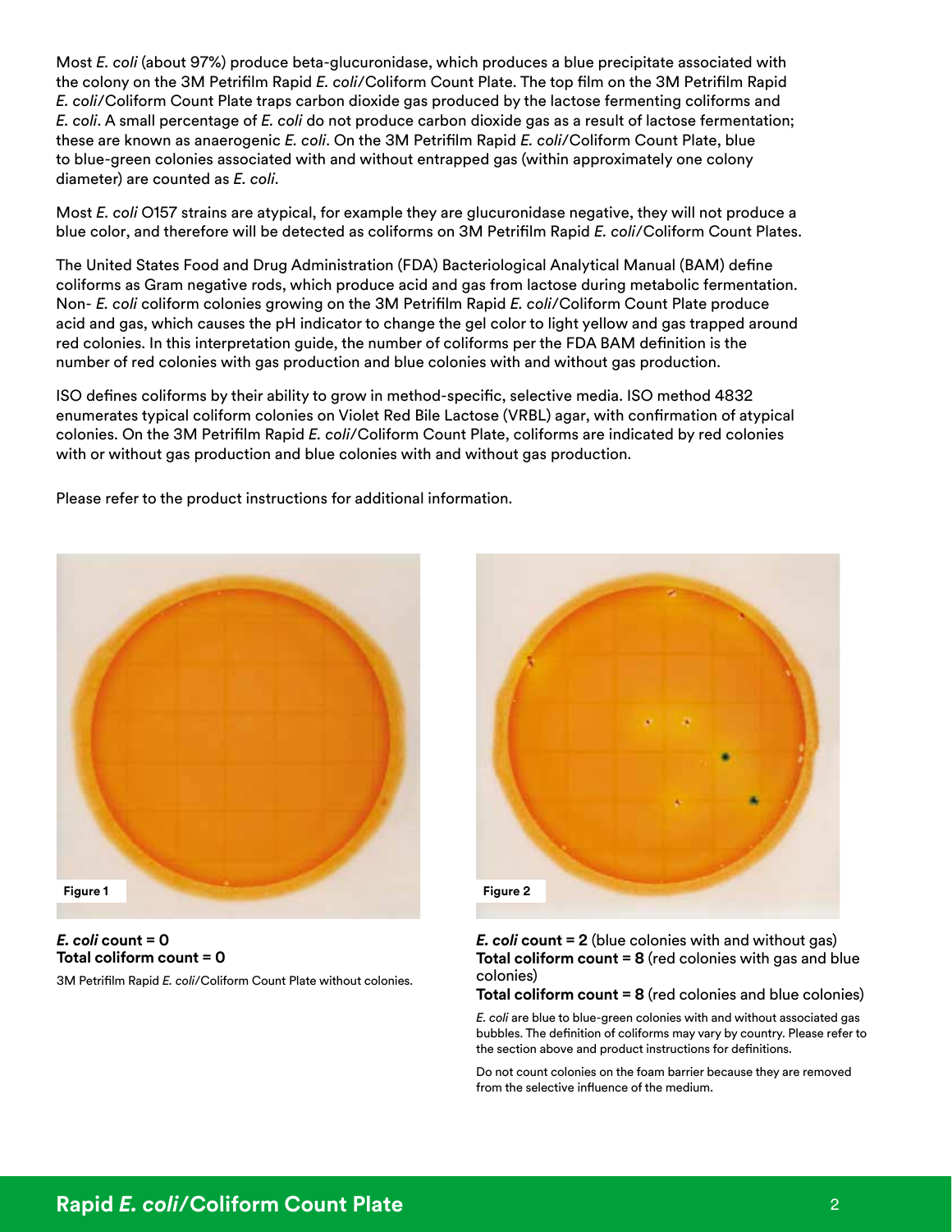Most *E. coli* (about 97%) produce beta-glucuronidase, which produces a blue precipitate associated with the colony on the 3M Petrifilm Rapid *E. coli*/Coliform Count Plate. The top film on the 3M Petrifilm Rapid *E. coli*/Coliform Count Plate traps carbon dioxide gas produced by the lactose fermenting coliforms and *E. coli*. A small percentage of *E. coli* do not produce carbon dioxide gas as a result of lactose fermentation; these are known as anaerogenic *E. coli*. On the 3M Petrifilm Rapid *E. coli*/Coliform Count Plate, blue to blue-green colonies associated with and without entrapped gas (within approximately one colony diameter) are counted as *E. coli*.

Most *E. coli* O157 strains are atypical, for example they are glucuronidase negative, they will not produce a blue color, and therefore will be detected as coliforms on 3M Petrifilm Rapid *E. coli*/Coliform Count Plates.

The United States Food and Drug Administration (FDA) Bacteriological Analytical Manual (BAM) define coliforms as Gram negative rods, which produce acid and gas from lactose during metabolic fermentation. Non- *E. coli* coliform colonies growing on the 3M Petrifilm Rapid *E. coli*/Coliform Count Plate produce acid and gas, which causes the pH indicator to change the gel color to light yellow and gas trapped around red colonies. In this interpretation guide, the number of coliforms per the FDA BAM definition is the number of red colonies with gas production and blue colonies with and without gas production.

ISO defines coliforms by their ability to grow in method-specific, selective media. ISO method 4832 enumerates typical coliform colonies on Violet Red Bile Lactose (VRBL) agar, with confirmation of atypical colonies. On the 3M Petrifilm Rapid *E. coli*/Coliform Count Plate, coliforms are indicated by red colonies with or without gas production and blue colonies with and without gas production.

Please refer to the product instructions for additional information.

Figure 1

***E. coli* count = 0**
**Total coliform count = 0**

3M Petrifilm Rapid *E. coli*/Coliform Count Plate without colonies.

Figure 2

***E. coli* count = 2** (blue colonies with and without gas)
**Total coliform count = 8** (red colonies with gas and blue colonies)
**Total coliform count = 8** (red colonies and blue colonies)

*E. coli* are blue to blue-green colonies with and without associated gas bubbles. The definition of coliforms may vary by country. Please refer to the section above and product instructions for definitions.

Do not count colonies on the foam barrier because they are removed from the selective influence of the medium.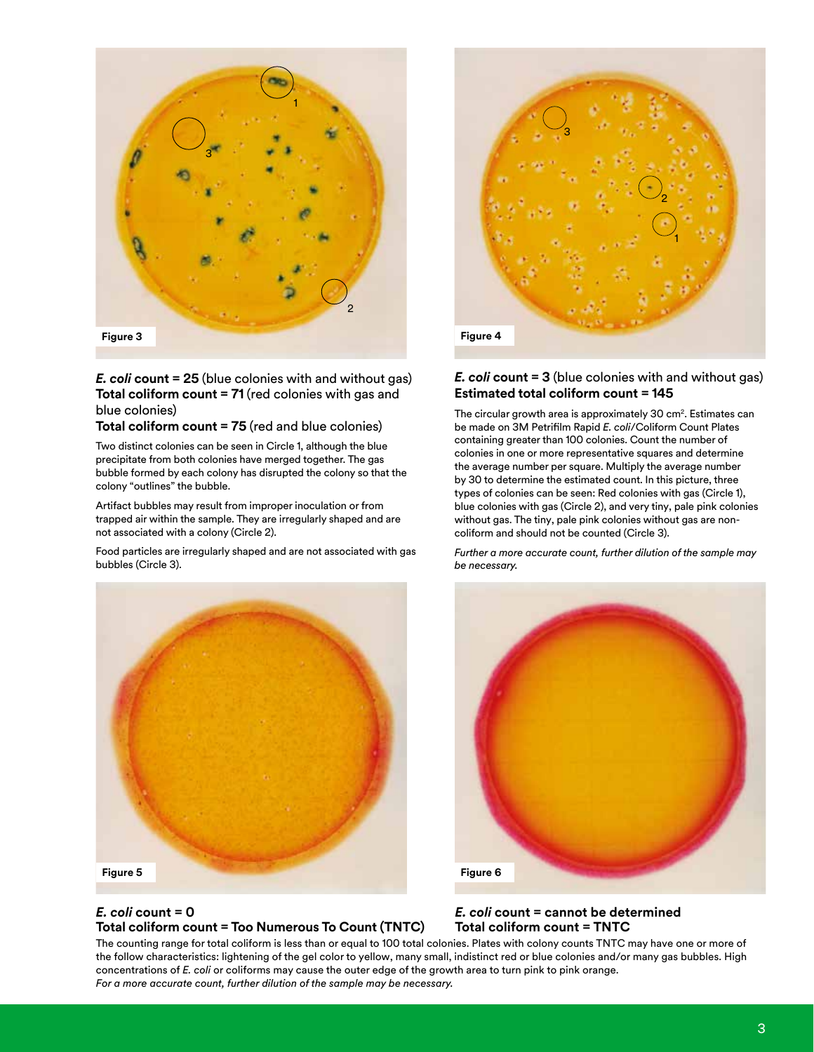Figure 3

***E. coli* count = 25** (blue colonies with and without gas)
**Total coliform count = 71** (red colonies with gas and blue colonies)
**Total coliform count = 75** (red and blue colonies)

Two distinct colonies can be seen in Circle 1, although the blue precipitate from both colonies have merged together. The gas bubble formed by each colony has disrupted the colony so that the colony "outlines" the bubble.

Artifact bubbles may result from improper inoculation or from trapped air within the sample. They are irregularly shaped and are not associated with a colony (Circle 2).

Food particles are irregularly shaped and are not associated with gas bubbles (Circle 3).

Figure 4

***E. coli* count = 3** (blue colonies with and without gas)
**Estimated total coliform count = 145**

The circular growth area is approximately 30 cm$^2$. Estimates can be made on 3M Petrifilm Rapid *E. coli*/Coliform Count Plates containing greater than 100 colonies. Count the number of colonies in one or more representative squares and determine the average number per square. Multiply the average number by 30 to determine the estimated count. In this picture, three types of colonies can be seen: Red colonies with gas (Circle 1), blue colonies with gas (Circle 2), and very tiny, pale pink colonies without gas. The tiny, pale pink colonies without gas are non-coliform and should not be counted (Circle 3).

*Further a more accurate count, further dilution of the sample may be necessary.*

Figure 5

***E. coli* count = 0**
**Total coliform count = Too Numerous To Count (TNTC)**

Figure 6

***E. coli* count = cannot be determined**
**Total coliform count = TNTC**

The counting range for total coliform is less than or equal to 100 total colonies. Plates with colony counts TNTC may have one or more of the follow characteristics: lightening of the gel color to yellow, many small, indistinct red or blue colonies and/or many gas bubbles. High concentrations of *E. coli* or coliforms may cause the outer edge of the growth area to turn pink to pink orange.
*For a more accurate count, further dilution of the sample may be necessary.*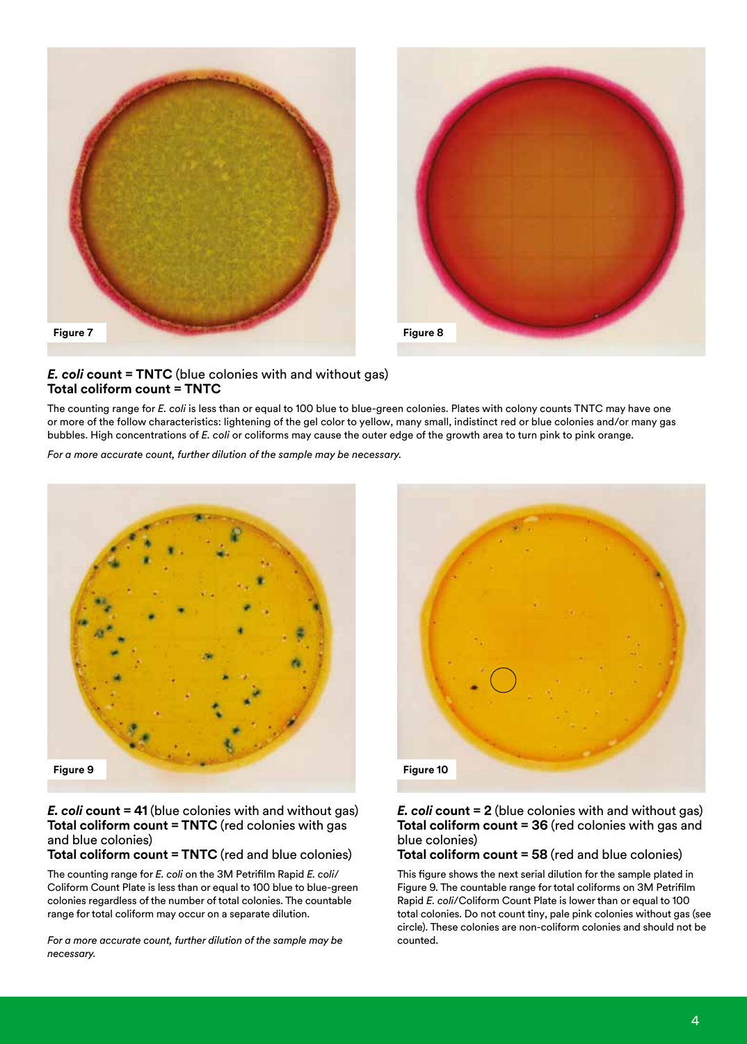Figure 7

Figure 8

***E. coli* count = TNTC** (blue colonies with and without gas)
**Total coliform count = TNTC**

The counting range for *E. coli* is less than or equal to 100 blue to blue-green colonies. Plates with colony counts TNTC may have one or more of the follow characteristics: lightening of the gel color to yellow, many small, indistinct red or blue colonies and/or many gas bubbles. High concentrations of *E. coli* or coliforms may cause the outer edge of the growth area to turn pink to pink orange.

*For a more accurate count, further dilution of the sample may be necessary.*

Figure 9

***E. coli* count = 41** (blue colonies with and without gas)
**Total coliform count = TNTC** (red colonies with gas and blue colonies)
**Total coliform count = TNTC** (red and blue colonies)

The counting range for *E. coli* on the 3M Petrifilm Rapid *E. coli*/Coliform Count Plate is less than or equal to 100 blue to blue-green colonies regardless of the number of total colonies. The countable range for total coliform may occur on a separate dilution.

*For a more accurate count, further dilution of the sample may be necessary.*

Figure 10

***E. coli* count = 2** (blue colonies with and without gas)
**Total coliform count = 36** (red colonies with gas and blue colonies)
**Total coliform count = 58** (red and blue colonies)

This figure shows the next serial dilution for the sample plated in Figure 9. The countable range for total coliforms on 3M Petrifilm Rapid *E. coli*/Coliform Count Plate is lower than or equal to 100 total colonies. Do not count tiny, pale pink colonies without gas (see circle). These colonies are non-coliform colonies and should not be counted.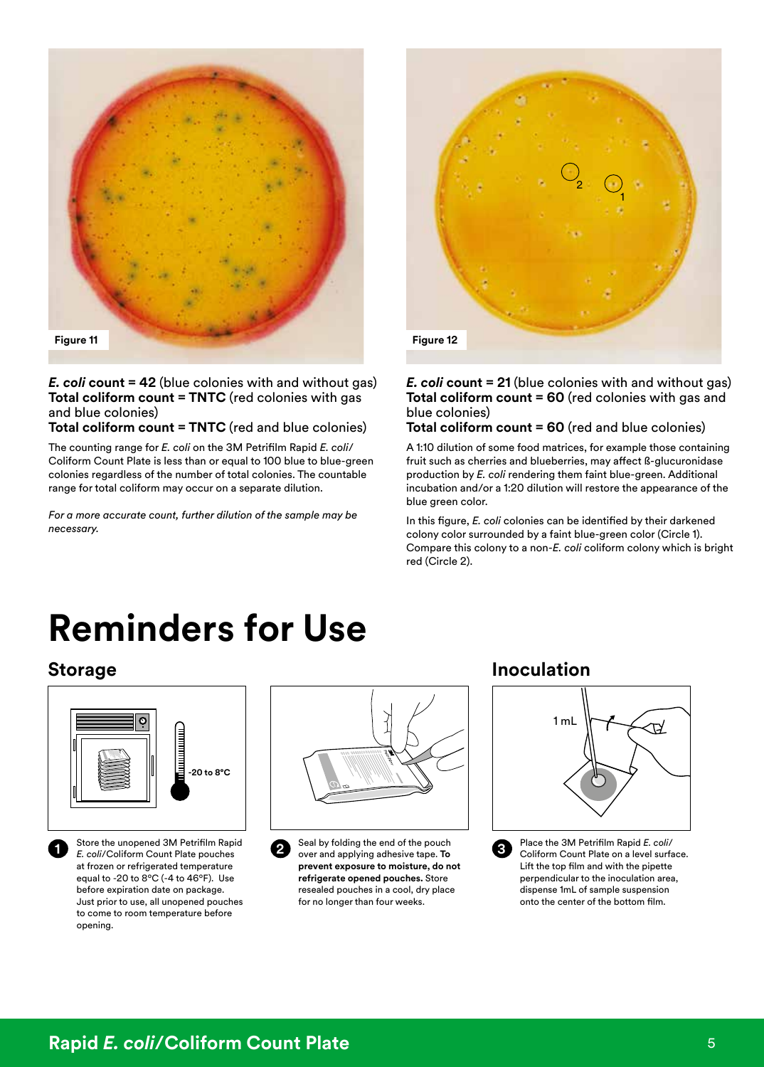Figure 11

***E. coli* count = 42** (blue colonies with and without gas)
**Total coliform count = TNTC** (red colonies with gas and blue colonies)
**Total coliform count = TNTC** (red and blue colonies)

The counting range for *E. coli* on the 3M Petrifilm Rapid *E. coli*/Coliform Count Plate is less than or equal to 100 blue to blue-green colonies regardless of the number of total colonies. The countable range for total coliform may occur on a separate dilution.

*For a more accurate count, further dilution of the sample may be necessary.*

Figure 12

***E. coli* count = 21** (blue colonies with and without gas)
**Total coliform count = 60** (red colonies with gas and blue colonies)
**Total coliform count = 60** (red and blue colonies)

A 1:10 dilution of some food matrices, for example those containing fruit such as cherries and blueberries, may affect ß-glucuronidase production by *E. coli* rendering them faint blue-green. Additional incubation and/or a 1:20 dilution will restore the appearance of the blue green color.

In this figure, *E. coli* colonies can be identified by their darkened colony color surrounded by a faint blue-green color (Circle 1). Compare this colony to a non-*E. coli* coliform colony which is bright red (Circle 2).

# Reminders for Use

## Storage

1. Store the unopened 3M Petrifilm Rapid *E. coli*/Coliform Count Plate pouches at frozen or refrigerated temperature equal to -20 to 8°C (-4 to 46°F). Use before expiration date on package. Just prior to use, all unopened pouches to come to room temperature before opening.

2. Seal by folding the end of the pouch over and applying adhesive tape. **To prevent exposure to moisture, do not refrigerate opened pouches.** Store resealed pouches in a cool, dry place for no longer than four weeks.

## Inoculation

3. Place the 3M Petrifilm Rapid *E. coli*/Coliform Count Plate on a level surface. Lift the top film and with the pipette perpendicular to the inoculation area, dispense 1mL of sample suspension onto the center of the bottom film.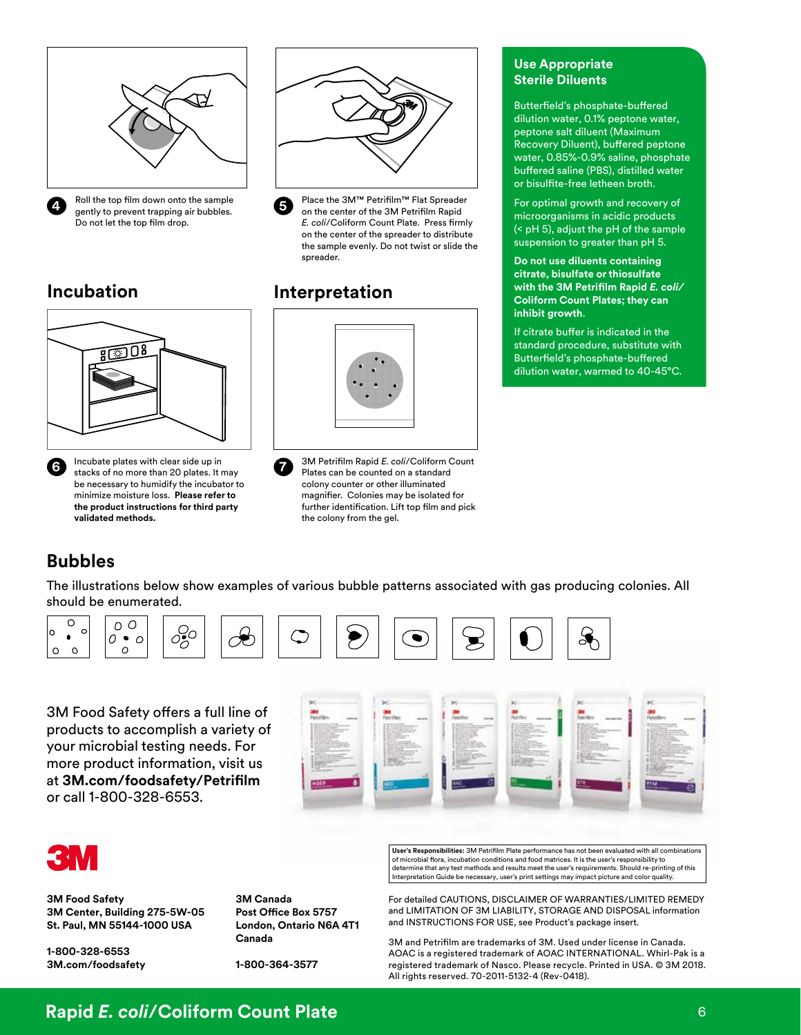4 Roll the top film down onto the sample gently to prevent trapping air bubbles. Do not let the top film drop.

5 Place the 3M™ Petrifilm™ Flat Spreader on the center of the 3M Petrifilm Rapid *E. coli*/Coliform Count Plate. Press firmly on the center of the spreader to distribute the sample evenly. Do not twist or slide the spreader.

## Incubation

6 Incubate plates with clear side up in stacks of no more than 20 plates. It may be necessary to humidify the incubator to minimize moisture loss. **Please refer to the product instructions for third party validated methods.**

## Interpretation

7 3M Petrifilm Rapid *E. coli*/Coliform Count Plates can be counted on a standard colony counter or other illuminated magnifier. Colonies may be isolated for further identification. Lift top film and pick the colony from the gel.

## Use Appropriate Sterile Diluents

Butterfield's phosphate-buffered dilution water, 0.1% peptone water, peptone salt diluent (Maximum Recovery Diluent), buffered peptone water, 0.85%-0.9% saline, phosphate buffered saline (PBS), distilled water or bisulfite-free letheen broth.

For optimal growth and recovery of microorganisms in acidic products (< pH 5), adjust the pH of the sample suspension to greater than pH 5.

**Do not use diluents containing citrate, bisulfate or thiosulfate with the 3M Petrifilm Rapid *E. coli*/Coliform Count Plates; they can inhibit growth.**

If citrate buffer is indicated in the standard procedure, substitute with Butterfield's phosphate-buffered dilution water, warmed to 40-45°C.

## Bubbles

The illustrations below show examples of various bubble patterns associated with gas producing colonies. All should be enumerated.

3M Food Safety offers a full line of products to accomplish a variety of your microbial testing needs. For more product information, visit us at **3M.com/foodsafety/Petrifilm** or call 1-800-328-6553.

**3M Food Safety**
**3M Center, Building 275-5W-05**
**St. Paul, MN 55144-1000 USA**

**1-800-328-6553**
**3M.com/foodsafety**

**3M Canada**
**Post Office Box 5757**
**London, Ontario N6A 4T1**
**Canada**

**1-800-364-3577**

**User's Responsibilities:** 3M Petrifilm Plate performance has not been evaluated with all combinations of microbial flora, incubation conditions and food matrices. It is the user's responsibility to determine that any test methods and results meet the user's requirements. Should re-printing of this Interpretation Guide be necessary, user's print settings may impact picture and color quality.

For detailed CAUTIONS, DISCLAIMER OF WARRANTIES/LIMITED REMEDY and LIMITATION OF 3M LIABILITY, STORAGE AND DISPOSAL information and INSTRUCTIONS FOR USE, see Product's package insert.

3M and Petrifilm are trademarks of 3M. Used under license in Canada. AOAC is a registered trademark of AOAC INTERNATIONAL. Whirl-Pak is a registered trademark of Nasco. Please recycle. Printed in USA. © 3M 2018. All rights reserved. 70-2011-5132-4 (Rev-0418).